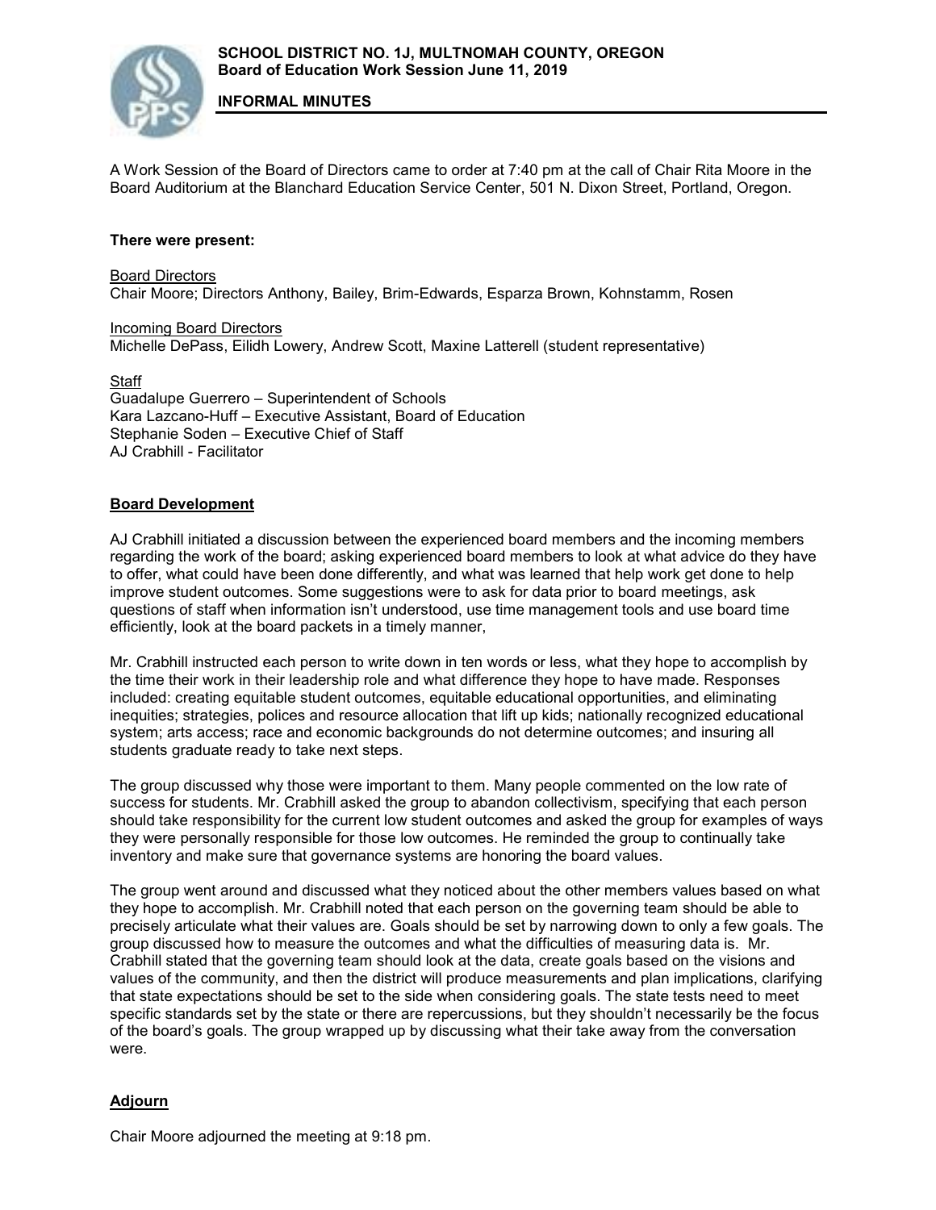**SCHOOL DISTRICT NO. 1J, MULTNOMAH COUNTY, OREGON**
**Board of Education Work Session June 11, 2019**

**INFORMAL MINUTES**

A Work Session of the Board of Directors came to order at 7:40 pm at the call of Chair Rita Moore in the Board Auditorium at the Blanchard Education Service Center, 501 N. Dixon Street, Portland, Oregon.

**There were present:**

Board Directors
Chair Moore; Directors Anthony, Bailey, Brim-Edwards, Esparza Brown, Kohnstamm, Rosen

Incoming Board Directors
Michelle DePass, Eilidh Lowery, Andrew Scott, Maxine Latterell (student representative)

Staff
Guadalupe Guerrero – Superintendent of Schools
Kara Lazcano-Huff – Executive Assistant, Board of Education
Stephanie Soden – Executive Chief of Staff
AJ Crabhill - Facilitator

## Board Development

AJ Crabhill initiated a discussion between the experienced board members and the incoming members regarding the work of the board; asking experienced board members to look at what advice do they have to offer, what could have been done differently, and what was learned that help work get done to help improve student outcomes. Some suggestions were to ask for data prior to board meetings, ask questions of staff when information isn't understood, use time management tools and use board time efficiently, look at the board packets in a timely manner,

Mr. Crabhill instructed each person to write down in ten words or less, what they hope to accomplish by the time their work in their leadership role and what difference they hope to have made. Responses included: creating equitable student outcomes, equitable educational opportunities, and eliminating inequities; strategies, polices and resource allocation that lift up kids; nationally recognized educational system; arts access; race and economic backgrounds do not determine outcomes; and insuring all students graduate ready to take next steps.

The group discussed why those were important to them. Many people commented on the low rate of success for students. Mr. Crabhill asked the group to abandon collectivism, specifying that each person should take responsibility for the current low student outcomes and asked the group for examples of ways they were personally responsible for those low outcomes. He reminded the group to continually take inventory and make sure that governance systems are honoring the board values.

The group went around and discussed what they noticed about the other members values based on what they hope to accomplish. Mr. Crabhill noted that each person on the governing team should be able to precisely articulate what their values are. Goals should be set by narrowing down to only a few goals. The group discussed how to measure the outcomes and what the difficulties of measuring data is. Mr. Crabhill stated that the governing team should look at the data, create goals based on the visions and values of the community, and then the district will produce measurements and plan implications, clarifying that state expectations should be set to the side when considering goals. The state tests need to meet specific standards set by the state or there are repercussions, but they shouldn't necessarily be the focus of the board's goals. The group wrapped up by discussing what their take away from the conversation were.

## Adjourn

Chair Moore adjourned the meeting at 9:18 pm.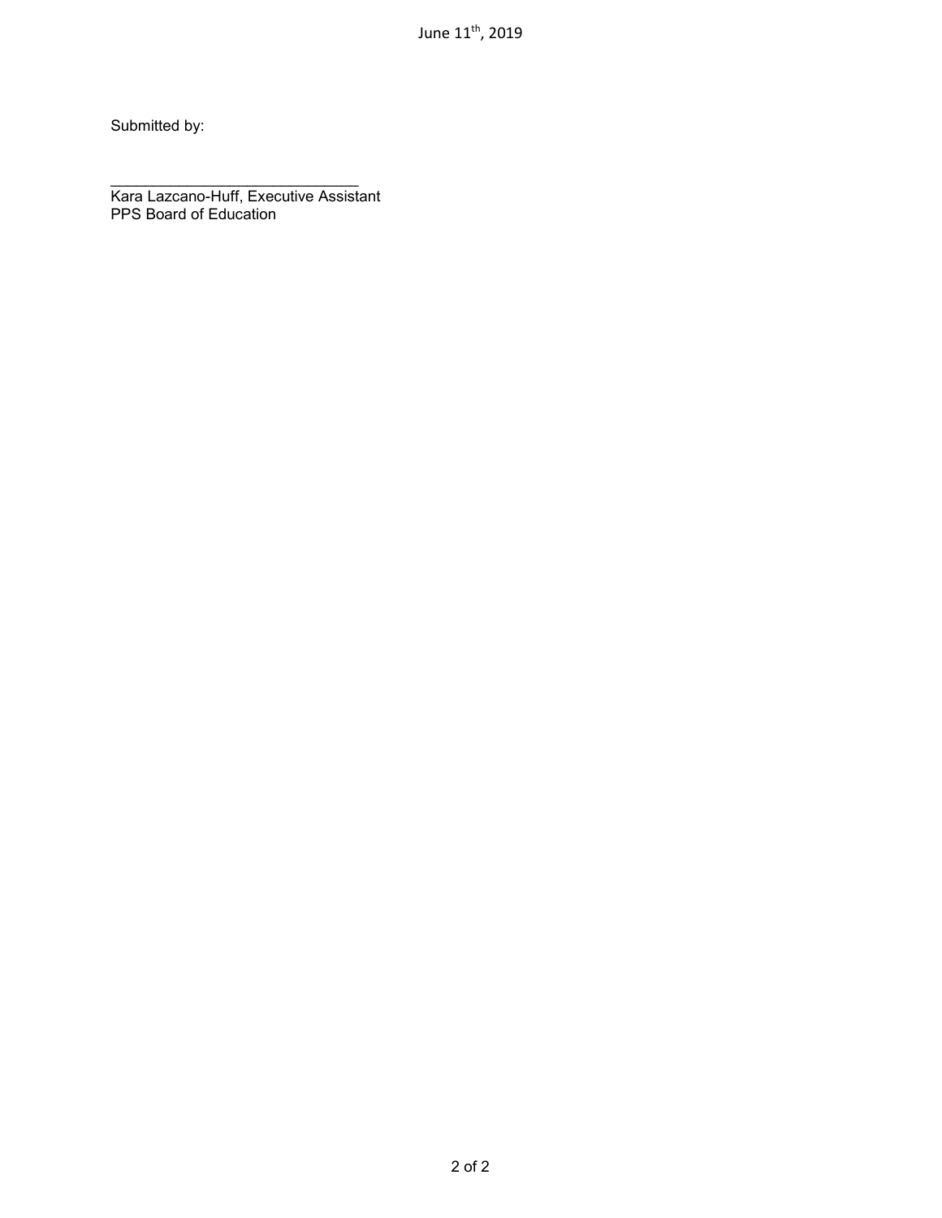Submitted by:

______________________________
Kara Lazcano-Huff, Executive Assistant
PPS Board of Education